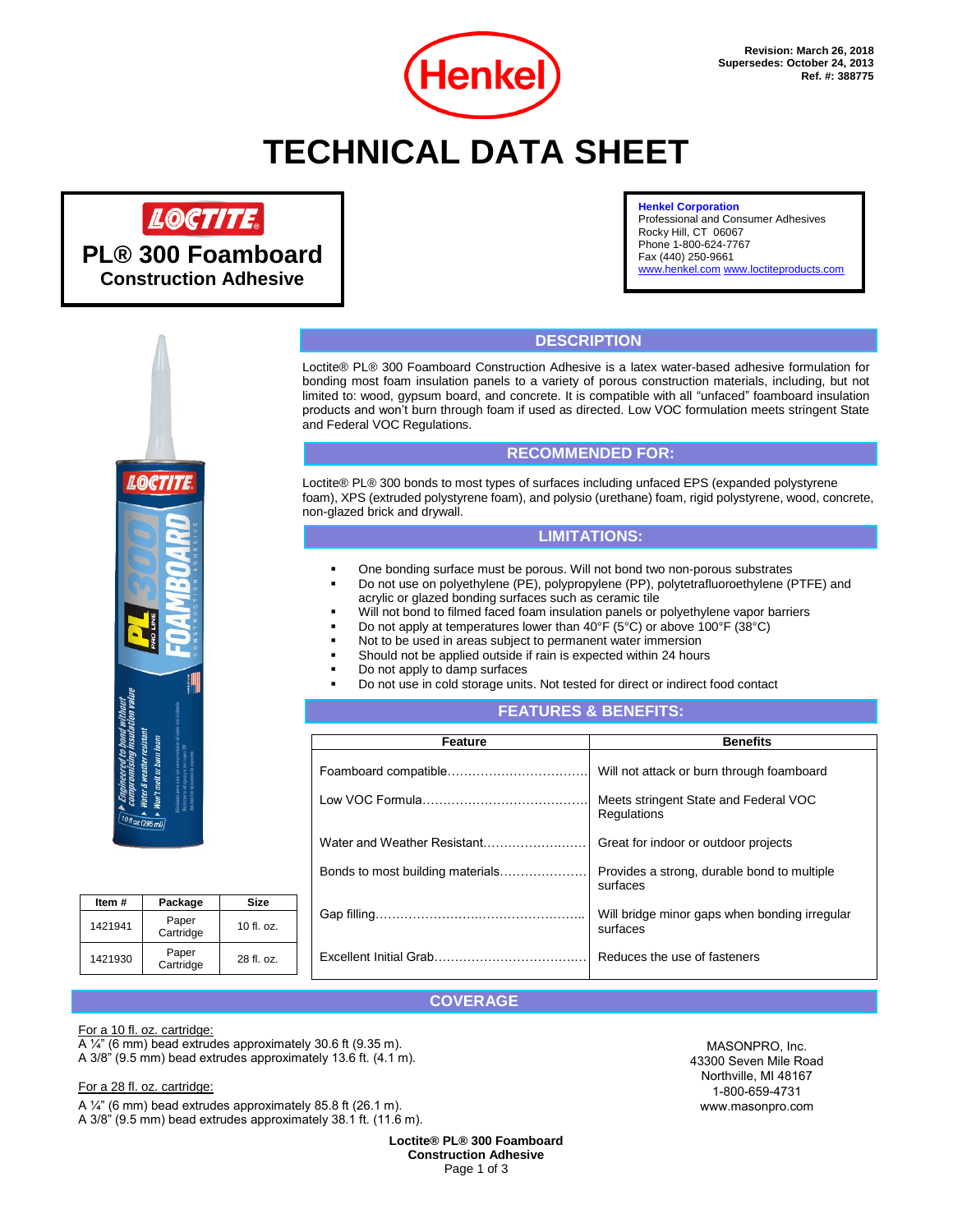Henkel

Revision: March 26, 2018
Supersedes: October 24, 2013
Ref. #: 388775

# TECHNICAL DATA SHEET

## LOCTITE
## PL® 300 Foamboard
### Construction Adhesive

**Henkel Corporation**
Professional and Consumer Adhesives
Rocky Hill, CT 06067
Phone 1-800-624-7767
Fax (440) 250-9661
www.henkel.com www.loctiteproducts.com

## DESCRIPTION

Loctite® PL® 300 Foamboard Construction Adhesive is a latex water-based adhesive formulation for bonding most foam insulation panels to a variety of porous construction materials, including, but not limited to: wood, gypsum board, and concrete. It is compatible with all "unfaced" foamboard insulation products and won't burn through foam if used as directed. Low VOC formulation meets stringent State and Federal VOC Regulations.

## RECOMMENDED FOR:

Loctite® PL® 300 bonds to most types of surfaces including unfaced EPS (expanded polystyrene foam), XPS (extruded polystyrene foam), and polysio (urethane) foam, rigid polystyrene, wood, concrete, non-glazed brick and drywall.

## LIMITATIONS:

- One bonding surface must be porous. Will not bond two non-porous substrates
- Do not use on polyethylene (PE), polypropylene (PP), polytetrafluoroethylene (PTFE) and acrylic or glazed bonding surfaces such as ceramic tile
- Will not bond to filmed faced foam insulation panels or polyethylene vapor barriers
- Do not apply at temperatures lower than 40°F (5°C) or above 100°F (38°C)
- Not to be used in areas subject to permanent water immersion
- Should not be applied outside if rain is expected within 24 hours
- Do not apply to damp surfaces
- Do not use in cold storage units. Not tested for direct or indirect food contact

## FEATURES & BENEFITS:

| Feature | Benefits |
|---|---|
| Foamboard compatible | Will not attack or burn through foamboard |
| Low VOC Formula | Meets stringent State and Federal VOC Regulations |
| Water and Weather Resistant | Great for indoor or outdoor projects |
| Bonds to most building materials | Provides a strong, durable bond to multiple surfaces |
| Gap filling | Will bridge minor gaps when bonding irregular surfaces |
| Excellent Initial Grab | Reduces the use of fasteners |

| Item # | Package | Size |
|---|---|---|
| 1421941 | Paper Cartridge | 10 fl. oz. |
| 1421930 | Paper Cartridge | 28 fl. oz. |

## COVERAGE

For a 10 fl. oz. cartridge:
A ¼" (6 mm) bead extrudes approximately 30.6 ft (9.35 m).
A 3/8" (9.5 mm) bead extrudes approximately 13.6 ft. (4.1 m).

For a 28 fl. oz. cartridge:
A ¼" (6 mm) bead extrudes approximately 85.8 ft (26.1 m).
A 3/8" (9.5 mm) bead extrudes approximately 38.1 ft. (11.6 m).

MASONPRO, Inc.
43300 Seven Mile Road
Northville, MI 48167
1-800-659-4731
www.masonpro.com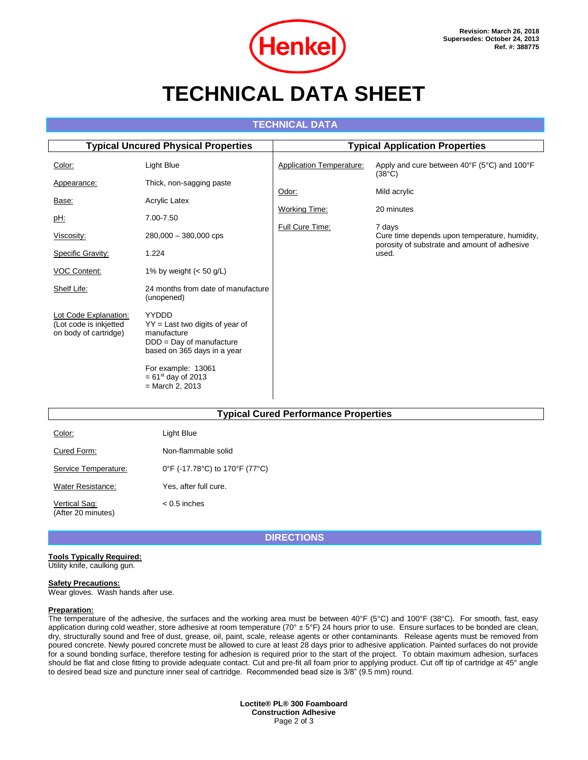Revision: March 26, 2018
Supersedes: October 24, 2013
Ref. #: 388775

# TECHNICAL DATA SHEET

## TECHNICAL DATA

### Typical Uncured Physical Properties

| Property | Value |
|---|---|
| Color: | Light Blue |
| Appearance: | Thick, non-sagging paste |
| Base: | Acrylic Latex |
| pH: | 7.00-7.50 |
| Viscosity: | 280,000 – 380,000 cps |
| Specific Gravity: | 1.224 |
| VOC Content: | 1% by weight (< 50 g/L) |
| Shelf Life: | 24 months from date of manufacture (unopened) |
| Lot Code Explanation: (Lot code is inkjetted on body of cartridge) | YYDDD<br>YY = Last two digits of year of manufacture<br>DDD = Day of manufacture based on 365 days in a year<br><br>For example: 13061<br>= 61st day of 2013<br>= March 2, 2013 |

### Typical Application Properties

| Property | Value |
|---|---|
| Application Temperature: | Apply and cure between 40°F (5°C) and 100°F (38°C) |
| Odor: | Mild acrylic |
| Working Time: | 20 minutes |
| Full Cure Time: | 7 days<br>Cure time depends upon temperature, humidity, porosity of substrate and amount of adhesive used. |

### Typical Cured Performance Properties

| Property | Value |
|---|---|
| Color: | Light Blue |
| Cured Form: | Non-flammable solid |
| Service Temperature: | 0°F (-17.78°C) to 170°F (77°C) |
| Water Resistance: | Yes, after full cure. |
| Vertical Sag: (After 20 minutes) | < 0.5 inches |

## DIRECTIONS

**Tools Typically Required:**
Utility knife, caulking gun.

**Safety Precautions:**
Wear gloves. Wash hands after use.

**Preparation:**
The temperature of the adhesive, the surfaces and the working area must be between 40°F (5°C) and 100°F (38°C). For smooth, fast, easy application during cold weather, store adhesive at room temperature (70° ± 5°F) 24 hours prior to use. Ensure surfaces to be bonded are clean, dry, structurally sound and free of dust, grease, oil, paint, scale, release agents or other contaminants. Release agents must be removed from poured concrete. Newly poured concrete must be allowed to cure at least 28 days prior to adhesive application. Painted surfaces do not provide for a sound bonding surface, therefore testing for adhesion is required prior to the start of the project. To obtain maximum adhesion, surfaces should be flat and close fitting to provide adequate contact. Cut and pre-fit all foam prior to applying product. Cut off tip of cartridge at 45° angle to desired bead size and puncture inner seal of cartridge. Recommended bead size is 3/8" (9.5 mm) round.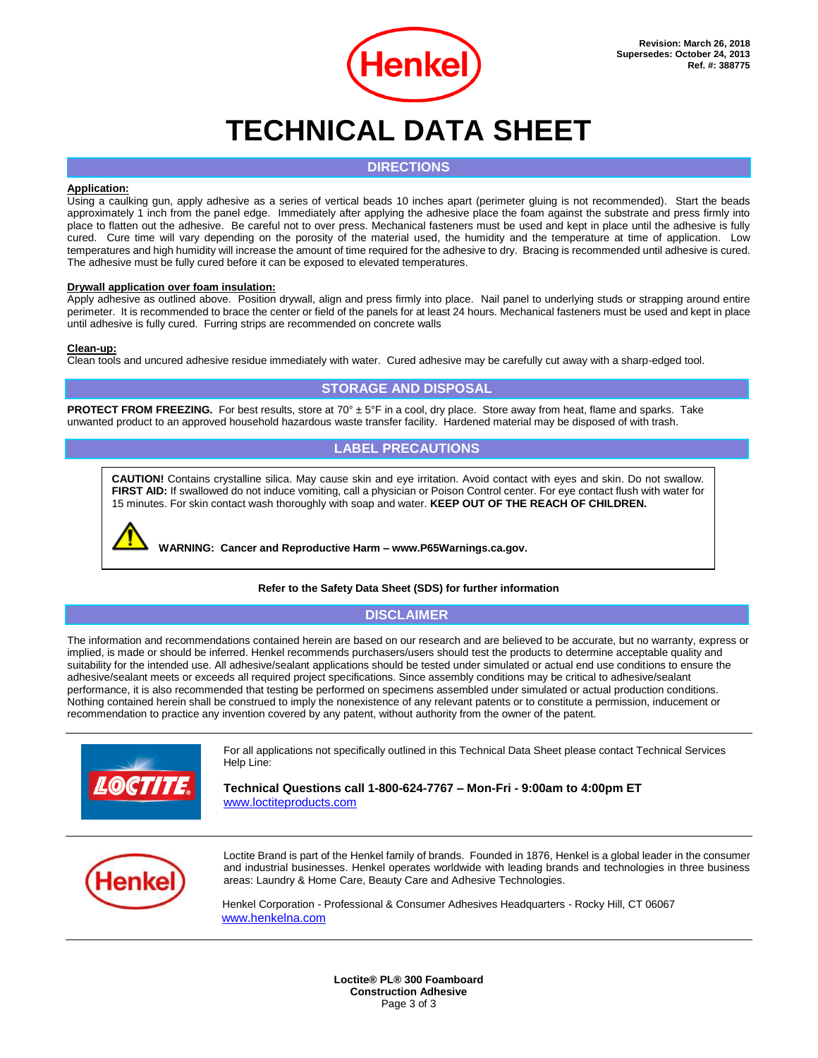Revision: March 26, 2018
Supersedes: October 24, 2013
Ref. #: 388775

# TECHNICAL DATA SHEET

## DIRECTIONS

**Application:**
Using a caulking gun, apply adhesive as a series of vertical beads 10 inches apart (perimeter gluing is not recommended). Start the beads approximately 1 inch from the panel edge. Immediately after applying the adhesive place the foam against the substrate and press firmly into place to flatten out the adhesive. Be careful not to over press. Mechanical fasteners must be used and kept in place until the adhesive is fully cured. Cure time will vary depending on the porosity of the material used, the humidity and the temperature at time of application. Low temperatures and high humidity will increase the amount of time required for the adhesive to dry. Bracing is recommended until adhesive is cured. The adhesive must be fully cured before it can be exposed to elevated temperatures.

**Drywall application over foam insulation:**
Apply adhesive as outlined above. Position drywall, align and press firmly into place. Nail panel to underlying studs or strapping around entire perimeter. It is recommended to brace the center or field of the panels for at least 24 hours. Mechanical fasteners must be used and kept in place until adhesive is fully cured. Furring strips are recommended on concrete walls

**Clean-up:**
Clean tools and uncured adhesive residue immediately with water. Cured adhesive may be carefully cut away with a sharp-edged tool.

## STORAGE AND DISPOSAL

**PROTECT FROM FREEZING.** For best results, store at 70° ± 5°F in a cool, dry place. Store away from heat, flame and sparks. Take unwanted product to an approved household hazardous waste transfer facility. Hardened material may be disposed of with trash.

## LABEL PRECAUTIONS

**CAUTION!** Contains crystalline silica. May cause skin and eye irritation. Avoid contact with eyes and skin. Do not swallow. **FIRST AID:** If swallowed do not induce vomiting, call a physician or Poison Control center. For eye contact flush with water for 15 minutes. For skin contact wash thoroughly with soap and water. **KEEP OUT OF THE REACH OF CHILDREN.**

**WARNING: Cancer and Reproductive Harm – www.P65Warnings.ca.gov.**

**Refer to the Safety Data Sheet (SDS) for further information**

## DISCLAIMER

The information and recommendations contained herein are based on our research and are believed to be accurate, but no warranty, express or implied, is made or should be inferred. Henkel recommends purchasers/users should test the products to determine acceptable quality and suitability for the intended use. All adhesive/sealant applications should be tested under simulated or actual end use conditions to ensure the adhesive/sealant meets or exceeds all required project specifications. Since assembly conditions may be critical to adhesive/sealant performance, it is also recommended that testing be performed on specimens assembled under simulated or actual production conditions. Nothing contained herein shall be construed to imply the nonexistence of any relevant patents or to constitute a permission, inducement or recommendation to practice any invention covered by any patent, without authority from the owner of the patent.

For all applications not specifically outlined in this Technical Data Sheet please contact Technical Services Help Line:

**Technical Questions call 1-800-624-7767 – Mon-Fri - 9:00am to 4:00pm ET**
www.loctiteproducts.com

Loctite Brand is part of the Henkel family of brands. Founded in 1876, Henkel is a global leader in the consumer and industrial businesses. Henkel operates worldwide with leading brands and technologies in three business areas: Laundry & Home Care, Beauty Care and Adhesive Technologies.

Henkel Corporation - Professional & Consumer Adhesives Headquarters - Rocky Hill, CT 06067
www.henkelna.com

**Loctite® PL® 300 Foamboard Construction Adhesive**